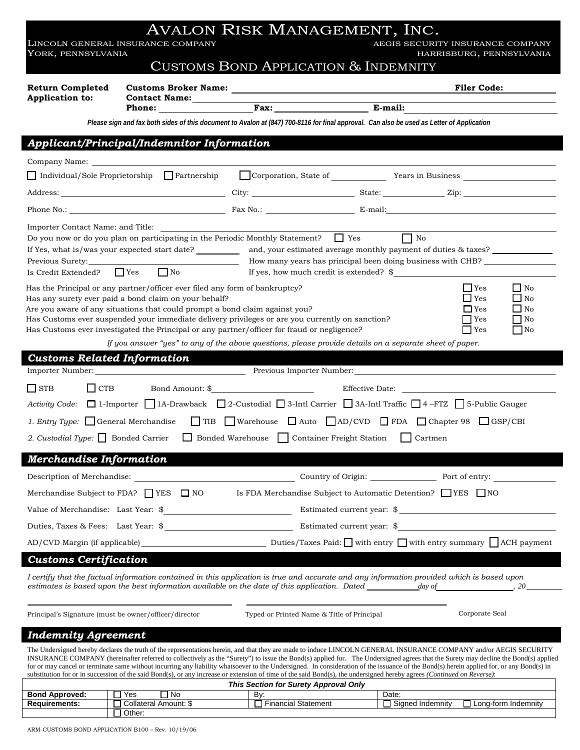# AVALON RISK MANAGEMENT, INC.

LINCOLN GENERAL INSURANCE COMPANY
YORK, PENNSYLVANIA

AEGIS SECURITY INSURANCE COMPANY
HARRISBURG, PENNSYLVANIA

## CUSTOMS BOND APPLICATION & INDEMNITY

**Return Completed Application to:**

**Customs Broker Name:** ____________________ **Filer Code:** ________
**Contact Name:** ____________________
**Phone:** __________ **Fax:** __________ **E-mail:** __________

*Please sign and fax both sides of this document to Avalon at (847) 700-8116 for final approval. Can also be used as Letter of Application*

## *Applicant/Principal/Indemnitor Information*

Company Name: ____________________

☐ Individual/Sole Proprietorship ☐ Partnership ☐ Corporation, State of __________ Years in Business __________

Address: __________ City: __________ State: __________ Zip: __________

Phone No.: __________ Fax No.: __________ E-mail: __________

Importer Contact Name: and Title: ____________________

Do you now or do you plan on participating in the Periodic Monthly Statement? ☐ Yes ☐ No

If Yes, what is/was your expected start date? __________ and, your estimated average monthly payment of duties & taxes? __________

Previous Surety: __________ How many years has principal been doing business with CHB? __________

Is Credit Extended? ☐ Yes ☐ No If yes, how much credit is extended? $__________

| | | |
|---|---|---|
| Has the Principal or any partner/officer ever filed any form of bankruptcy? | ☐ Yes | ☐ No |
| Has any surety ever paid a bond claim on your behalf? | ☐ Yes | ☐ No |
| Are you aware of any situations that could prompt a bond claim against you? | ☐ Yes | ☐ No |
| Has Customs ever suspended your immediate delivery privileges or are you currently on sanction? | ☐ Yes | ☐ No |
| Has Customs ever investigated the Principal or any partner/officer for fraud or negligence? | ☐ Yes | ☐ No |

*If you answer "yes" to any of the above questions, please provide details on a separate sheet of paper.*

## *Customs Related Information*

Importer Number: __________ Previous Importer Number: __________

☐ STB ☐ CTB Bond Amount: $__________ Effective Date: __________

*Activity Code:* ☐ 1-Importer ☐ 1A-Drawback ☐ 2-Custodial ☐ 3-Intl Carrier ☐ 3A-Intl Traffic ☐ 4 –FTZ ☐ 5-Public Gauger

*1. Entry Type:* ☐ General Merchandise ☐ TIB ☐ Warehouse ☐ Auto ☐ AD/CVD ☐ FDA ☐ Chapter 98 ☐ GSP/CBI

*2. Custodial Type:* ☐ Bonded Carrier ☐ Bonded Warehouse ☐ Container Freight Station ☐ Cartmen

## *Merchandise Information*

Description of Merchandise: __________ Country of Origin: __________ Port of entry: __________

Merchandise Subject to FDA? ☐ YES ☐ NO Is FDA Merchandise Subject to Automatic Detention? ☐ YES ☐ NO

Value of Merchandise: Last Year: $__________ Estimated current year: $__________

Duties, Taxes & Fees: Last Year: $__________ Estimated current year: $__________

AD/CVD Margin (if applicable) __________ Duties/Taxes Paid: ☐ with entry ☐ with entry summary ☐ ACH payment

## *Customs Certification*

*I certify that the factual information contained in this application is true and accurate and any information provided which is based upon estimates is based upon the best information available on the date of this application. Dated __________ day of __________, 20__________*

Principal's Signature (must be owner/officer/director) Typed or Printed Name & Title of Principal Corporate Seal

## *Indemnity Agreement*

The Undersigned hereby declares the truth of the representations herein, and that they are made to induce LINCOLN GENERAL INSURANCE COMPANY and/or AEGIS SECURITY INSURANCE COMPANY (hereinafter referred to collectively as the "Surety") to issue the Bond(s) applied for. The Undersigned agrees that the Surety may decline the Bond(s) applied for or may cancel or terminate same without incurring any liability whatsoever to the Undersigned. In consideration of the issuance of the Bond(s) herein applied for, or any Bond(s) in substitution for or in succession of the said Bond(s), or any increase or extension of time of the said Bond(s), the undersigned hereby agrees *(Continued on Reverse)*:

| ***This Section for Surety Approval Only*** | | | | |
|---|---|---|---|---|
| **Bond Approved:** | ☐ Yes ☐ No | By: | Date: | |
| **Requirements:** | ☐ Collateral Amount: $ | ☐ Financial Statement | ☐ Signed Indemnity | ☐ Long-form Indemnity |
| | ☐ Other: | | | |

ARM-CUSTOMS BOND APPLICATION B100 – Rev. 10/19/06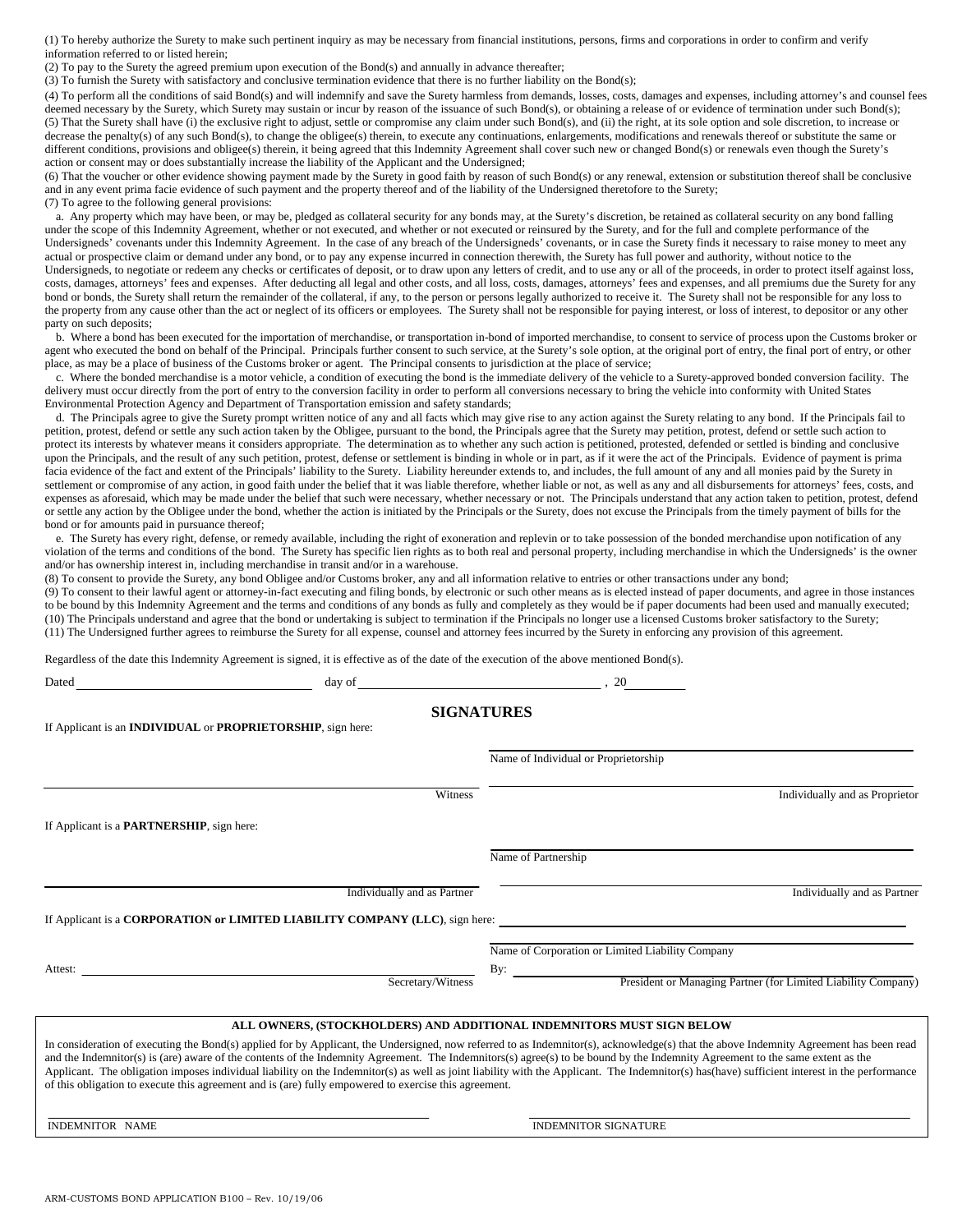(1) To hereby authorize the Surety to make such pertinent inquiry as may be necessary from financial institutions, persons, firms and corporations in order to confirm and verify information referred to or listed herein;

(2) To pay to the Surety the agreed premium upon execution of the Bond(s) and annually in advance thereafter;

(3) To furnish the Surety with satisfactory and conclusive termination evidence that there is no further liability on the Bond(s);

(4) To perform all the conditions of said Bond(s) and will indemnify and save the Surety harmless from demands, losses, costs, damages and expenses, including attorney's and counsel fees deemed necessary by the Surety, which Surety may sustain or incur by reason of the issuance of such Bond(s), or obtaining a release of or evidence of termination under such Bond(s);

(5) That the Surety shall have (i) the exclusive right to adjust, settle or compromise any claim under such Bond(s), and (ii) the right, at its sole option and sole discretion, to increase or decrease the penalty(s) of any such Bond(s), to change the obligee(s) therein, to execute any continuations, enlargements, modifications and renewals thereof or substitute the same or different conditions, provisions and obligee(s) therein, it being agreed that this Indemnity Agreement shall cover such new or changed Bond(s) or renewals even though the Surety's action or consent may or does substantially increase the liability of the Applicant and the Undersigned;

(6) That the voucher or other evidence showing payment made by the Surety in good faith by reason of such Bond(s) or any renewal, extension or substitution thereof shall be conclusive and in any event prima facie evidence of such payment and the property thereof and of the liability of the Undersigned theretofore to the Surety;

(7) To agree to the following general provisions:

a. Any property which may have been, or may be, pledged as collateral security for any bonds may, at the Surety's discretion, be retained as collateral security on any bond falling under the scope of this Indemnity Agreement, whether or not executed, and whether or not executed or reinsured by the Surety, and for the full and complete performance of the Undersigneds' covenants under this Indemnity Agreement. In the case of any breach of the Undersigneds' covenants, or in case the Surety finds it necessary to raise money to meet any actual or prospective claim or demand under any bond, or to pay any expense incurred in connection therewith, the Surety has full power and authority, without notice to the Undersigneds, to negotiate or redeem any checks or certificates of deposit, or to draw upon any letters of credit, and to use any or all of the proceeds, in order to protect itself against loss, costs, damages, attorneys' fees and expenses. After deducting all legal and other costs, and all loss, costs, damages, attorneys' fees and expenses, and all premiums due the Surety for any bond or bonds, the Surety shall return the remainder of the collateral, if any, to the person or persons legally authorized to receive it. The Surety shall not be responsible for any loss to the property from any cause other than the act or neglect of its officers or employees. The Surety shall not be responsible for paying interest, or loss of interest, to depositor or any other party on such deposits;

b. Where a bond has been executed for the importation of merchandise, or transportation in-bond of imported merchandise, to consent to service of process upon the Customs broker or agent who executed the bond on behalf of the Principal. Principals further consent to such service, at the Surety's sole option, at the original port of entry, the final port of entry, or other place, as may be a place of business of the Customs broker or agent. The Principal consents to jurisdiction at the place of service;

c. Where the bonded merchandise is a motor vehicle, a condition of executing the bond is the immediate delivery of the vehicle to a Surety-approved bonded conversion facility. The delivery must occur directly from the port of entry to the conversion facility in order to perform all conversions necessary to bring the vehicle into conformity with United States Environmental Protection Agency and Department of Transportation emission and safety standards;

d. The Principals agree to give the Surety prompt written notice of any and all facts which may give rise to any action against the Surety relating to any bond. If the Principals fail to petition, protest, defend or settle any such action taken by the Obligee, pursuant to the bond, the Principals agree that the Surety may petition, protest, defend or settle such action to protect its interests by whatever means it considers appropriate. The determination as to whether any such action is petitioned, protested, defended or settled is binding and conclusive upon the Principals, and the result of any such petition, protest, defense or settlement is binding in whole or in part, as if it were the act of the Principals. Evidence of payment is prima facia evidence of the fact and extent of the Principals' liability to the Surety. Liability hereunder extends to, and includes, the full amount of any and all monies paid by the Surety in settlement or compromise of any action, in good faith under the belief that it was liable therefore, whether liable or not, as well as any and all disbursements for attorneys' fees, costs, and expenses as aforesaid, which may be made under the belief that such were necessary, whether necessary or not. The Principals understand that any action taken to petition, protest, defend or settle any action by the Obligee under the bond, whether the action is initiated by the Principals or the Surety, does not excuse the Principals from the timely payment of bills for the bond or for amounts paid in pursuance thereof;

e. The Surety has every right, defense, or remedy available, including the right of exoneration and replevin or to take possession of the bonded merchandise upon notification of any violation of the terms and conditions of the bond. The Surety has specific lien rights as to both real and personal property, including merchandise in which the Undersigneds' is the owner and/or has ownership interest in, including merchandise in transit and/or in a warehouse.

(8) To consent to provide the Surety, any bond Obligee and/or Customs broker, any and all information relative to entries or other transactions under any bond;

(9) To consent to their lawful agent or attorney-in-fact executing and filing bonds, by electronic or such other means as is elected instead of paper documents, and agree in those instances to be bound by this Indemnity Agreement and the terms and conditions of any bonds as fully and completely as they would be if paper documents had been used and manually executed;

(10) The Principals understand and agree that the bond or undertaking is subject to termination if the Principals no longer use a licensed Customs broker satisfactory to the Surety;

(11) The Undersigned further agrees to reimburse the Surety for all expense, counsel and attorney fees incurred by the Surety in enforcing any provision of this agreement.

Regardless of the date this Indemnity Agreement is signed, it is effective as of the date of the execution of the above mentioned Bond(s).

Dated ____________________ day of ____________________ , 20________

## SIGNATURES

If Applicant is an **INDIVIDUAL** or **PROPRIETORSHIP**, sign here:

____________________ Name of Individual or Proprietorship

____________________ Witness ____________________ Individually and as Proprietor

If Applicant is a **PARTNERSHIP**, sign here:

____________________ Name of Partnership

____________________ Individually and as Partner ____________________ Individually and as Partner

If Applicant is a **CORPORATION or LIMITED LIABILITY COMPANY (LLC)**, sign here: ____________________

____________________ Name of Corporation or Limited Liability Company

Attest: ____________________ Secretary/Witness By: ____________________ President or Managing Partner (for Limited Liability Company)

**ALL OWNERS, (STOCKHOLDERS) AND ADDITIONAL INDEMNITORS MUST SIGN BELOW**

In consideration of executing the Bond(s) applied for by Applicant, the Undersigned, now referred to as Indemnitor(s), acknowledge(s) that the above Indemnity Agreement has been read and the Indemnitor(s) is (are) aware of the contents of the Indemnity Agreement. The Indemnitors(s) agree(s) to be bound by the Indemnity Agreement to the same extent as the Applicant. The obligation imposes individual liability on the Indemnitor(s) as well as joint liability with the Applicant. The Indemnitor(s) has(have) sufficient interest in the performance of this obligation to execute this agreement and is (are) fully empowered to exercise this agreement.

____________________ INDEMNITOR NAME ____________________ INDEMNITOR SIGNATURE

ARM-CUSTOMS BOND APPLICATION B100 – Rev. 10/19/06